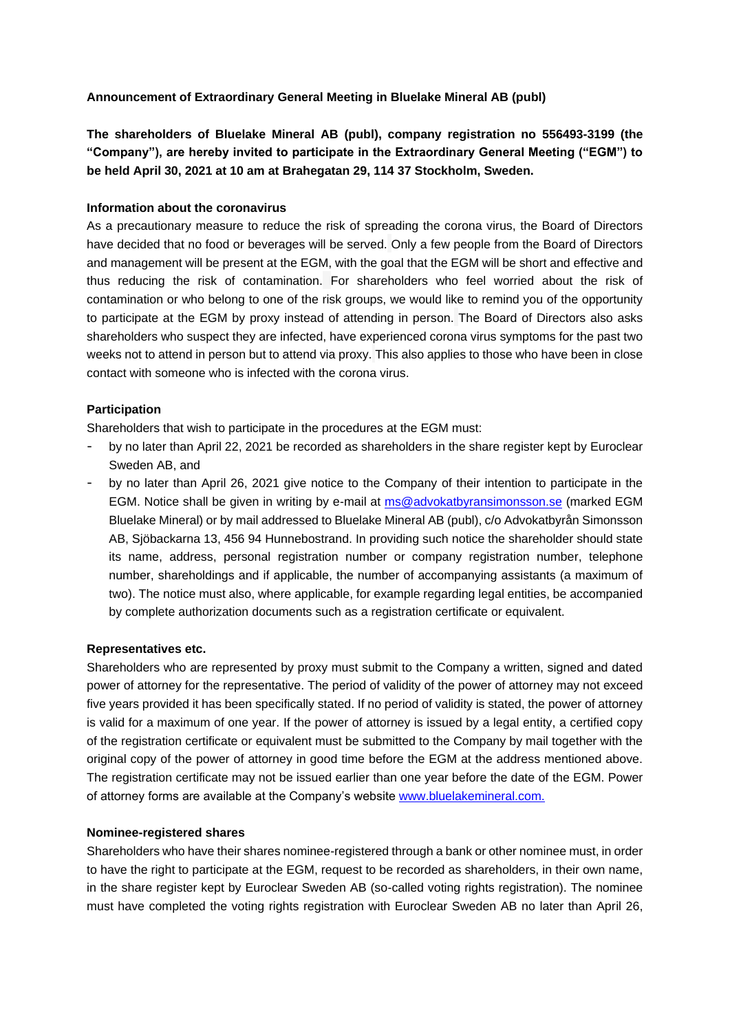**Announcement of Extraordinary General Meeting in Bluelake Mineral AB (publ)**

**The shareholders of Bluelake Mineral AB (publ), company registration no 556493-3199 (the "Company"), are hereby invited to participate in the Extraordinary General Meeting ("EGM") to be held April 30, 2021 at 10 am at Brahegatan 29, 114 37 Stockholm, Sweden.**

**Information about the coronavirus**

As a precautionary measure to reduce the risk of spreading the corona virus, the Board of Directors have decided that no food or beverages will be served. Only a few people from the Board of Directors and management will be present at the EGM, with the goal that the EGM will be short and effective and thus reducing the risk of contamination. For shareholders who feel worried about the risk of contamination or who belong to one of the risk groups, we would like to remind you of the opportunity to participate at the EGM by proxy instead of attending in person. The Board of Directors also asks shareholders who suspect they are infected, have experienced corona virus symptoms for the past two weeks not to attend in person but to attend via proxy. This also applies to those who have been in close contact with someone who is infected with the corona virus.

**Participation**

Shareholders that wish to participate in the procedures at the EGM must:

- by no later than April 22, 2021 be recorded as shareholders in the share register kept by Euroclear Sweden AB, and
- by no later than April 26, 2021 give notice to the Company of their intention to participate in the EGM. Notice shall be given in writing by e-mail at ms@advokatbyransimonsson.se (marked EGM Bluelake Mineral) or by mail addressed to Bluelake Mineral AB (publ), c/o Advokatbyrån Simonsson AB, Sjöbackarna 13, 456 94 Hunnebostrand. In providing such notice the shareholder should state its name, address, personal registration number or company registration number, telephone number, shareholdings and if applicable, the number of accompanying assistants (a maximum of two). The notice must also, where applicable, for example regarding legal entities, be accompanied by complete authorization documents such as a registration certificate or equivalent.

**Representatives etc.**

Shareholders who are represented by proxy must submit to the Company a written, signed and dated power of attorney for the representative. The period of validity of the power of attorney may not exceed five years provided it has been specifically stated. If no period of validity is stated, the power of attorney is valid for a maximum of one year. If the power of attorney is issued by a legal entity, a certified copy of the registration certificate or equivalent must be submitted to the Company by mail together with the original copy of the power of attorney in good time before the EGM at the address mentioned above. The registration certificate may not be issued earlier than one year before the date of the EGM. Power of attorney forms are available at the Company's website www.bluelakemineral.com.

**Nominee-registered shares**

Shareholders who have their shares nominee-registered through a bank or other nominee must, in order to have the right to participate at the EGM, request to be recorded as shareholders, in their own name, in the share register kept by Euroclear Sweden AB (so-called voting rights registration). The nominee must have completed the voting rights registration with Euroclear Sweden AB no later than April 26,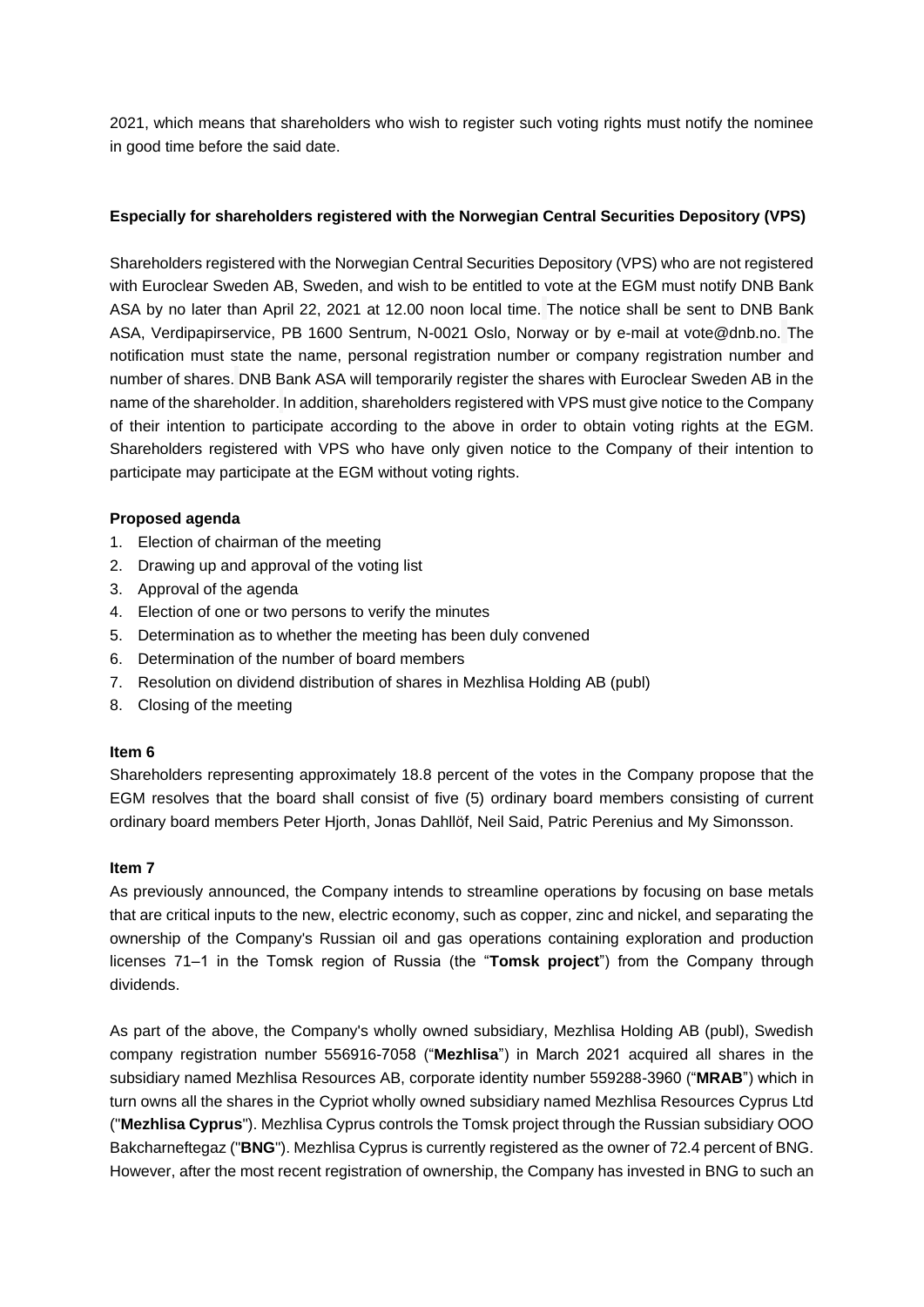2021, which means that shareholders who wish to register such voting rights must notify the nominee in good time before the said date.

**Especially for shareholders registered with the Norwegian Central Securities Depository (VPS)**

Shareholders registered with the Norwegian Central Securities Depository (VPS) who are not registered with Euroclear Sweden AB, Sweden, and wish to be entitled to vote at the EGM must notify DNB Bank ASA by no later than April 22, 2021 at 12.00 noon local time. The notice shall be sent to DNB Bank ASA, Verdipapirservice, PB 1600 Sentrum, N-0021 Oslo, Norway or by e-mail at vote@dnb.no. The notification must state the name, personal registration number or company registration number and number of shares. DNB Bank ASA will temporarily register the shares with Euroclear Sweden AB in the name of the shareholder. In addition, shareholders registered with VPS must give notice to the Company of their intention to participate according to the above in order to obtain voting rights at the EGM. Shareholders registered with VPS who have only given notice to the Company of their intention to participate may participate at the EGM without voting rights.

**Proposed agenda**

1. Election of chairman of the meeting
2. Drawing up and approval of the voting list
3. Approval of the agenda
4. Election of one or two persons to verify the minutes
5. Determination as to whether the meeting has been duly convened
6. Determination of the number of board members
7. Resolution on dividend distribution of shares in Mezhlisa Holding AB (publ)
8. Closing of the meeting

**Item 6**

Shareholders representing approximately 18.8 percent of the votes in the Company propose that the EGM resolves that the board shall consist of five (5) ordinary board members consisting of current ordinary board members Peter Hjorth, Jonas Dahllöf, Neil Said, Patric Perenius and My Simonsson.

**Item 7**

As previously announced, the Company intends to streamline operations by focusing on base metals that are critical inputs to the new, electric economy, such as copper, zinc and nickel, and separating the ownership of the Company's Russian oil and gas operations containing exploration and production licenses 71–1 in the Tomsk region of Russia (the "**Tomsk project**") from the Company through dividends.

As part of the above, the Company's wholly owned subsidiary, Mezhlisa Holding AB (publ), Swedish company registration number 556916-7058 ("**Mezhlisa**") in March 2021 acquired all shares in the subsidiary named Mezhlisa Resources AB, corporate identity number 559288-3960 ("**MRAB**") which in turn owns all the shares in the Cypriot wholly owned subsidiary named Mezhlisa Resources Cyprus Ltd ("**Mezhlisa Cyprus**"). Mezhlisa Cyprus controls the Tomsk project through the Russian subsidiary OOO Bakcharneftegaz ("**BNG**"). Mezhlisa Cyprus is currently registered as the owner of 72.4 percent of BNG. However, after the most recent registration of ownership, the Company has invested in BNG to such an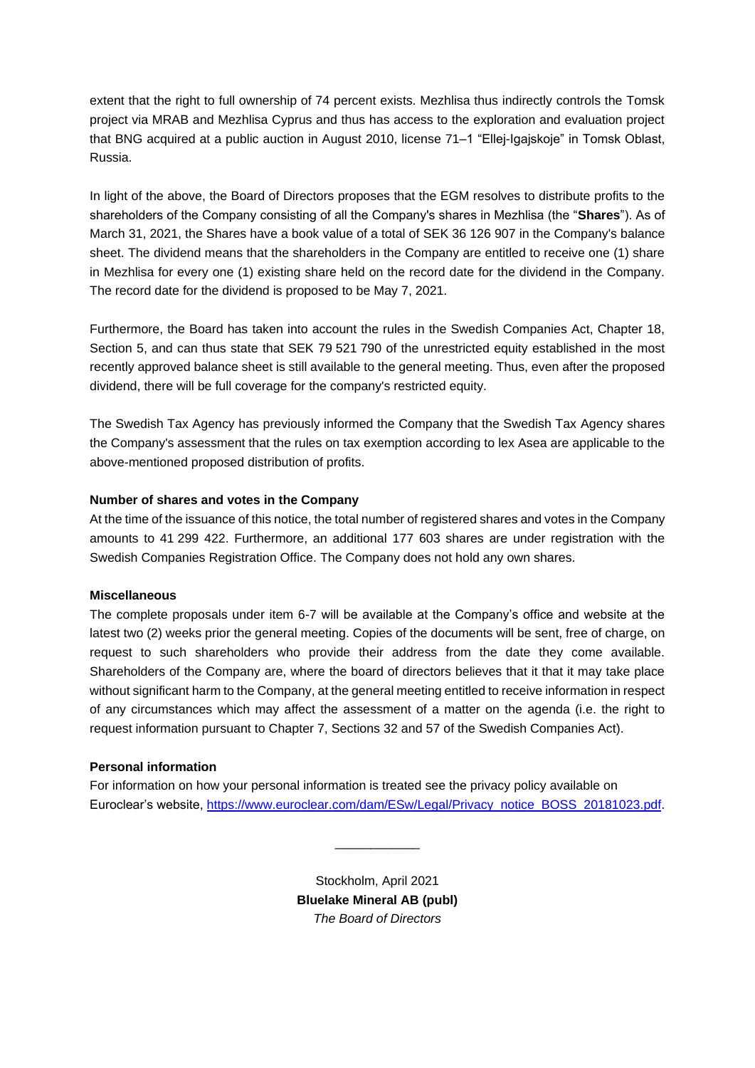extent that the right to full ownership of 74 percent exists. Mezhlisa thus indirectly controls the Tomsk project via MRAB and Mezhlisa Cyprus and thus has access to the exploration and evaluation project that BNG acquired at a public auction in August 2010, license 71–1 "Ellej-Igajskoje" in Tomsk Oblast, Russia.

In light of the above, the Board of Directors proposes that the EGM resolves to distribute profits to the shareholders of the Company consisting of all the Company's shares in Mezhlisa (the "**Shares**"). As of March 31, 2021, the Shares have a book value of a total of SEK 36 126 907 in the Company's balance sheet. The dividend means that the shareholders in the Company are entitled to receive one (1) share in Mezhlisa for every one (1) existing share held on the record date for the dividend in the Company. The record date for the dividend is proposed to be May 7, 2021.

Furthermore, the Board has taken into account the rules in the Swedish Companies Act, Chapter 18, Section 5, and can thus state that SEK 79 521 790 of the unrestricted equity established in the most recently approved balance sheet is still available to the general meeting. Thus, even after the proposed dividend, there will be full coverage for the company's restricted equity.

The Swedish Tax Agency has previously informed the Company that the Swedish Tax Agency shares the Company's assessment that the rules on tax exemption according to lex Asea are applicable to the above-mentioned proposed distribution of profits.

**Number of shares and votes in the Company**

At the time of the issuance of this notice, the total number of registered shares and votes in the Company amounts to 41 299 422. Furthermore, an additional 177 603 shares are under registration with the Swedish Companies Registration Office. The Company does not hold any own shares.

**Miscellaneous**

The complete proposals under item 6-7 will be available at the Company's office and website at the latest two (2) weeks prior the general meeting. Copies of the documents will be sent, free of charge, on request to such shareholders who provide their address from the date they come available. Shareholders of the Company are, where the board of directors believes that it that it may take place without significant harm to the Company, at the general meeting entitled to receive information in respect of any circumstances which may affect the assessment of a matter on the agenda (i.e. the right to request information pursuant to Chapter 7, Sections 32 and 57 of the Swedish Companies Act).

**Personal information**

For information on how your personal information is treated see the privacy policy available on Euroclear's website, https://www.euroclear.com/dam/ESw/Legal/Privacy_notice_BOSS_20181023.pdf.

\_\_\_\_\_\_\_\_\_\_\_\_

Stockholm, April 2021

**Bluelake Mineral AB (publ)**

*The Board of Directors*